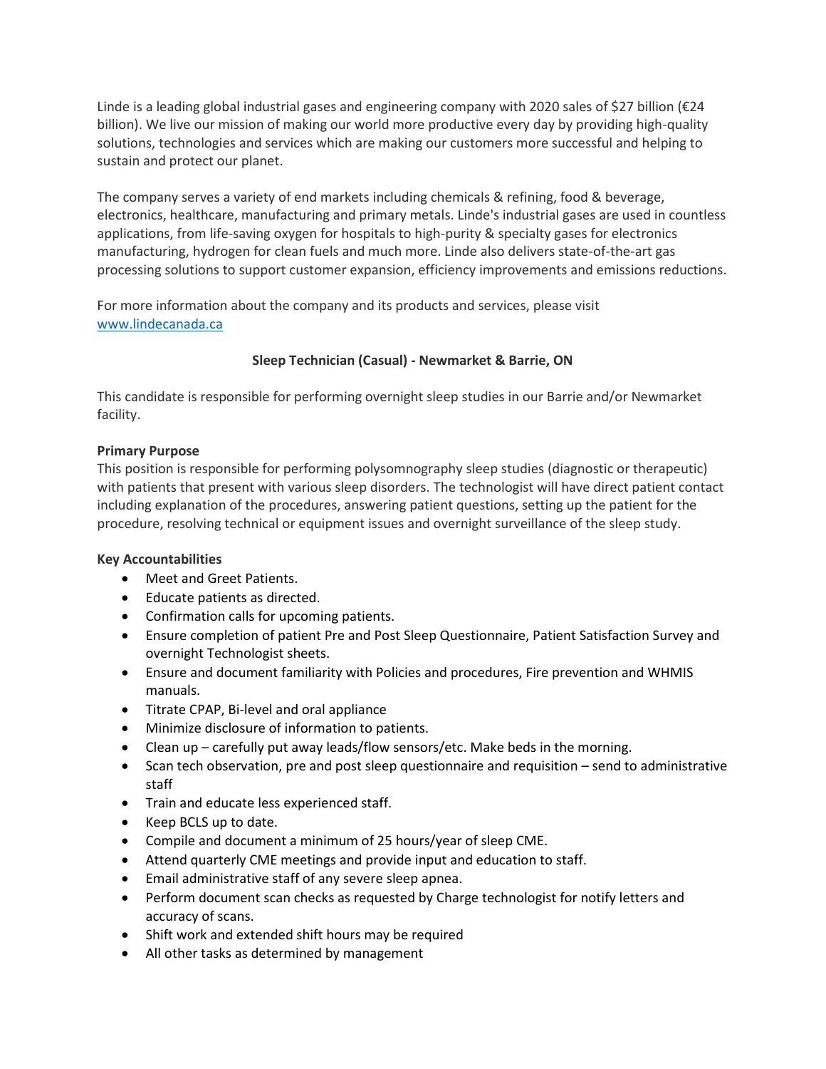Linde is a leading global industrial gases and engineering company with 2020 sales of $27 billion (€24 billion). We live our mission of making our world more productive every day by providing high-quality solutions, technologies and services which are making our customers more successful and helping to sustain and protect our planet.

The company serves a variety of end markets including chemicals & refining, food & beverage, electronics, healthcare, manufacturing and primary metals. Linde's industrial gases are used in countless applications, from life-saving oxygen for hospitals to high-purity & specialty gases for electronics manufacturing, hydrogen for clean fuels and much more. Linde also delivers state-of-the-art gas processing solutions to support customer expansion, efficiency improvements and emissions reductions.

For more information about the company and its products and services, please visit [www.lindecanada.ca](http://www.lindecanada.ca)

**Sleep Technician (Casual) - Newmarket & Barrie, ON**

This candidate is responsible for performing overnight sleep studies in our Barrie and/or Newmarket facility.

**Primary Purpose**

This position is responsible for performing polysomnography sleep studies (diagnostic or therapeutic) with patients that present with various sleep disorders. The technologist will have direct patient contact including explanation of the procedures, answering patient questions, setting up the patient for the procedure, resolving technical or equipment issues and overnight surveillance of the sleep study.

**Key Accountabilities**

- Meet and Greet Patients.
- Educate patients as directed.
- Confirmation calls for upcoming patients.
- Ensure completion of patient Pre and Post Sleep Questionnaire, Patient Satisfaction Survey and overnight Technologist sheets.
- Ensure and document familiarity with Policies and procedures, Fire prevention and WHMIS manuals.
- Titrate CPAP, Bi-level and oral appliance
- Minimize disclosure of information to patients.
- Clean up – carefully put away leads/flow sensors/etc. Make beds in the morning.
- Scan tech observation, pre and post sleep questionnaire and requisition – send to administrative staff
- Train and educate less experienced staff.
- Keep BCLS up to date.
- Compile and document a minimum of 25 hours/year of sleep CME.
- Attend quarterly CME meetings and provide input and education to staff.
- Email administrative staff of any severe sleep apnea.
- Perform document scan checks as requested by Charge technologist for notify letters and accuracy of scans.
- Shift work and extended shift hours may be required
- All other tasks as determined by management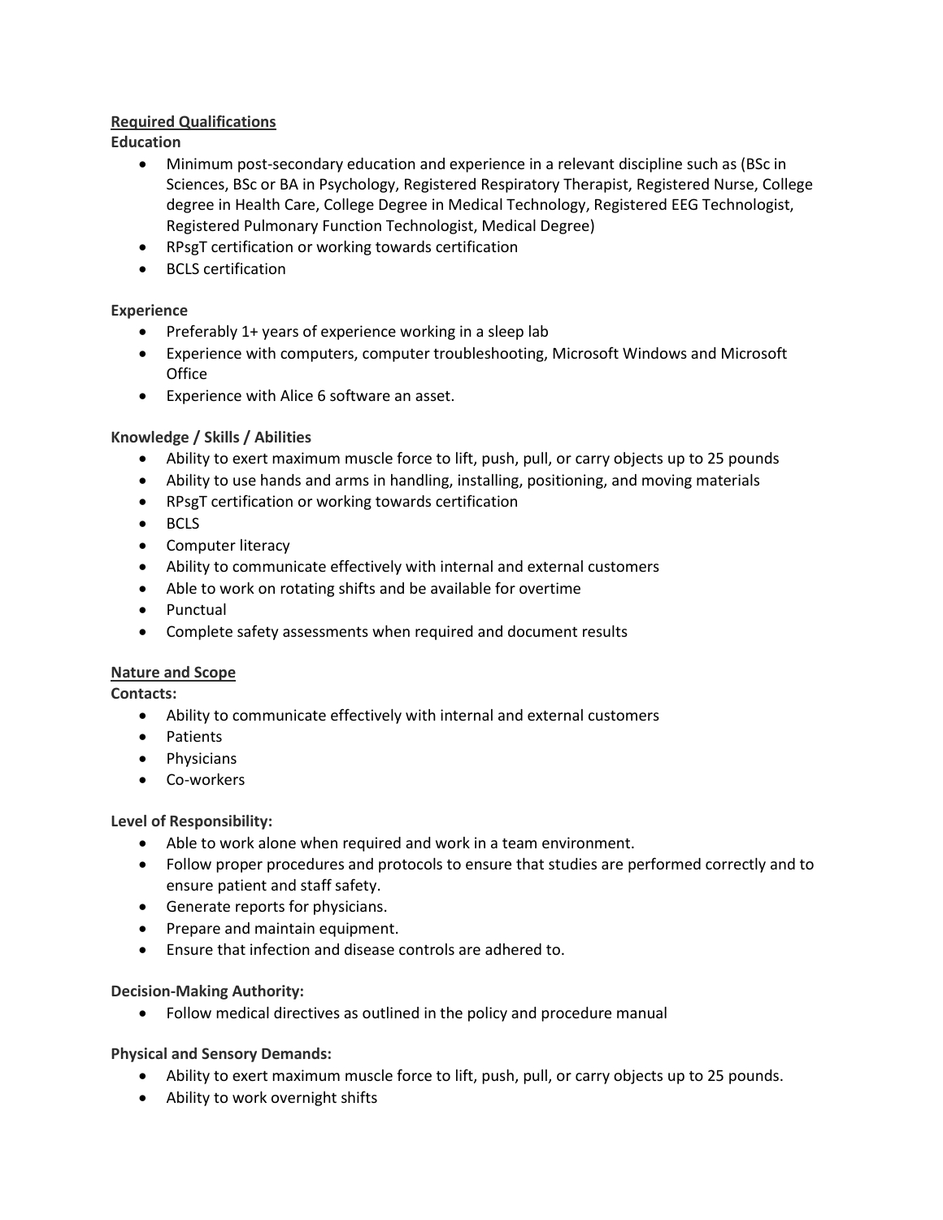## Required Qualifications

**Education**

- Minimum post-secondary education and experience in a relevant discipline such as (BSc in Sciences, BSc or BA in Psychology, Registered Respiratory Therapist, Registered Nurse, College degree in Health Care, College Degree in Medical Technology, Registered EEG Technologist, Registered Pulmonary Function Technologist, Medical Degree)
- RPsgT certification or working towards certification
- BCLS certification

**Experience**

- Preferably 1+ years of experience working in a sleep lab
- Experience with computers, computer troubleshooting, Microsoft Windows and Microsoft Office
- Experience with Alice 6 software an asset.

**Knowledge / Skills / Abilities**

- Ability to exert maximum muscle force to lift, push, pull, or carry objects up to 25 pounds
- Ability to use hands and arms in handling, installing, positioning, and moving materials
- RPsgT certification or working towards certification
- BCLS
- Computer literacy
- Ability to communicate effectively with internal and external customers
- Able to work on rotating shifts and be available for overtime
- Punctual
- Complete safety assessments when required and document results

## Nature and Scope

**Contacts:**

- Ability to communicate effectively with internal and external customers
- Patients
- Physicians
- Co-workers

**Level of Responsibility:**

- Able to work alone when required and work in a team environment.
- Follow proper procedures and protocols to ensure that studies are performed correctly and to ensure patient and staff safety.
- Generate reports for physicians.
- Prepare and maintain equipment.
- Ensure that infection and disease controls are adhered to.

**Decision-Making Authority:**

- Follow medical directives as outlined in the policy and procedure manual

**Physical and Sensory Demands:**

- Ability to exert maximum muscle force to lift, push, pull, or carry objects up to 25 pounds.
- Ability to work overnight shifts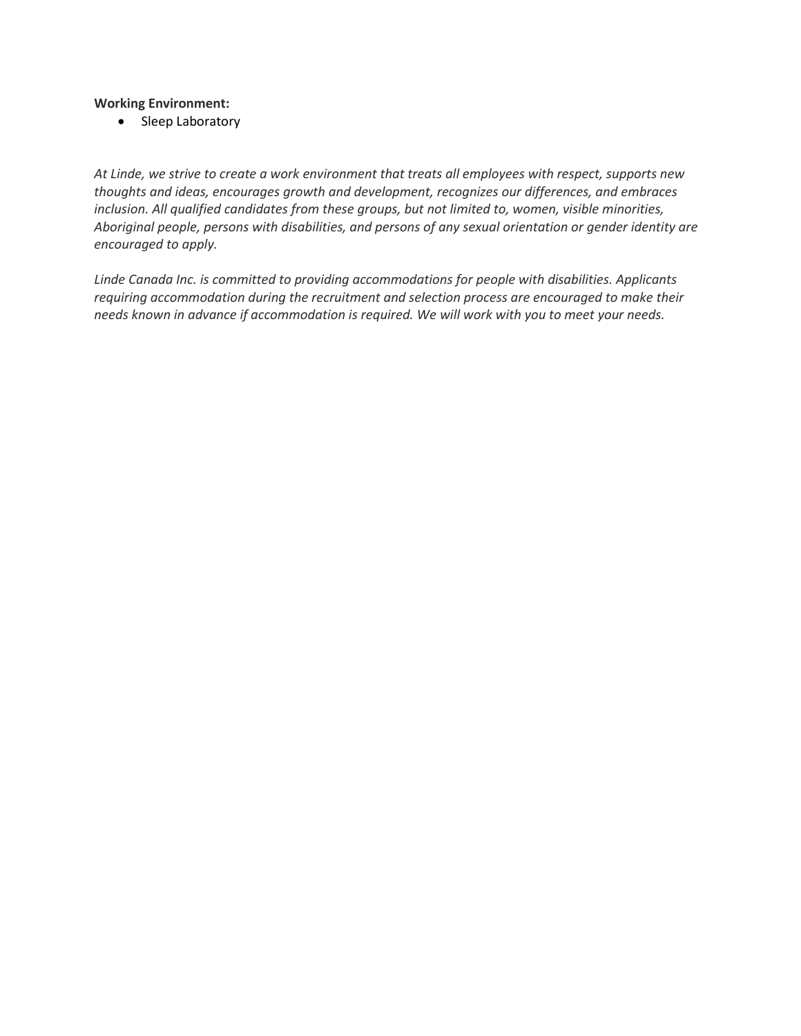**Working Environment:**

- Sleep Laboratory

*At Linde, we strive to create a work environment that treats all employees with respect, supports new thoughts and ideas, encourages growth and development, recognizes our differences, and embraces inclusion. All qualified candidates from these groups, but not limited to, women, visible minorities, Aboriginal people, persons with disabilities, and persons of any sexual orientation or gender identity are encouraged to apply.*

*Linde Canada Inc. is committed to providing accommodations for people with disabilities. Applicants requiring accommodation during the recruitment and selection process are encouraged to make their needs known in advance if accommodation is required. We will work with you to meet your needs.*